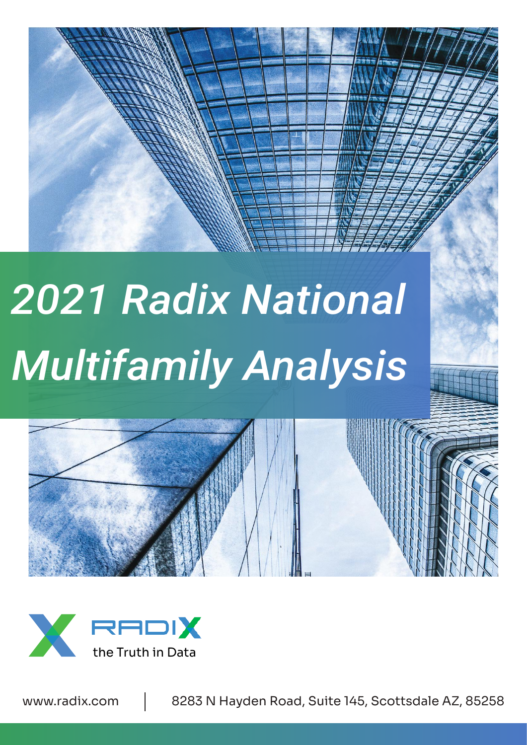# *2021 Radix National Multifamily Analysis*

RADIX
the Truth in Data

www.radix.com | 8283 N Hayden Road, Suite 145, Scottsdale AZ, 85258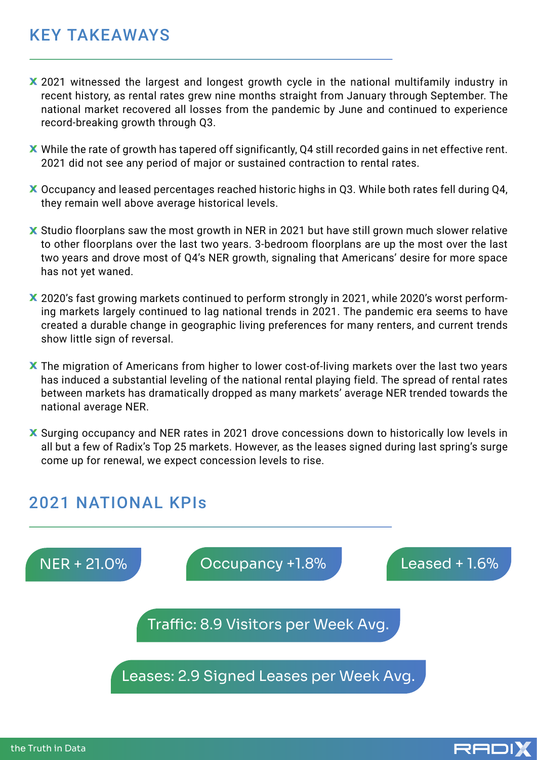## KEY TAKEAWAYS

- 2021 witnessed the largest and longest growth cycle in the national multifamily industry in recent history, as rental rates grew nine months straight from January through September. The national market recovered all losses from the pandemic by June and continued to experience record-breaking growth through Q3.
- While the rate of growth has tapered off significantly, Q4 still recorded gains in net effective rent. 2021 did not see any period of major or sustained contraction to rental rates.
- Occupancy and leased percentages reached historic highs in Q3. While both rates fell during Q4, they remain well above average historical levels.
- Studio floorplans saw the most growth in NER in 2021 but have still grown much slower relative to other floorplans over the last two years. 3-bedroom floorplans are up the most over the last two years and drove most of Q4's NER growth, signaling that Americans' desire for more space has not yet waned.
- 2020's fast growing markets continued to perform strongly in 2021, while 2020's worst performing markets largely continued to lag national trends in 2021. The pandemic era seems to have created a durable change in geographic living preferences for many renters, and current trends show little sign of reversal.
- The migration of Americans from higher to lower cost-of-living markets over the last two years has induced a substantial leveling of the national rental playing field. The spread of rental rates between markets has dramatically dropped as many markets' average NER trended towards the national average NER.
- Surging occupancy and NER rates in 2021 drove concessions down to historically low levels in all but a few of Radix's Top 25 markets. However, as the leases signed during last spring's surge come up for renewal, we expect concession levels to rise.

## 2021 NATIONAL KPIs

NER + 21.0%

Occupancy +1.8%

Leased + 1.6%

Traffic: 8.9 Visitors per Week Avg.

Leases: 2.9 Signed Leases per Week Avg.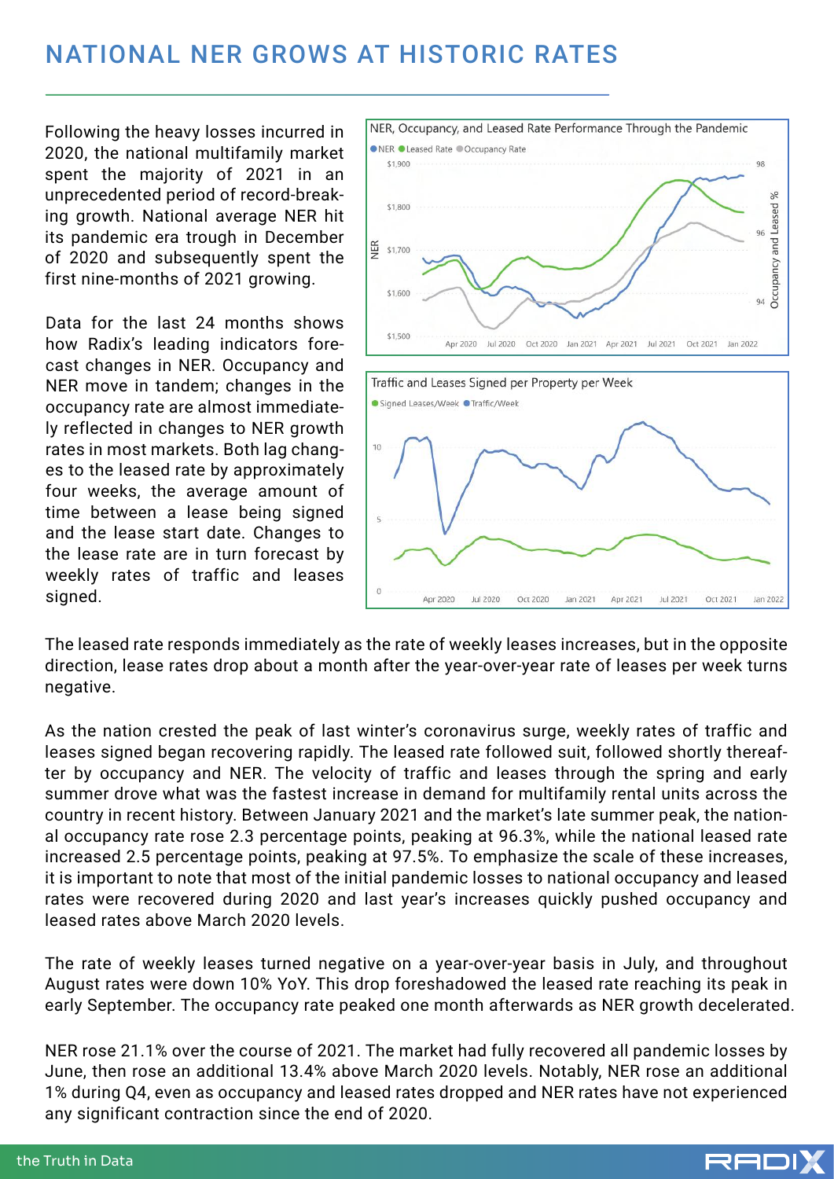# NATIONAL NER GROWS AT HISTORIC RATES

Following the heavy losses incurred in 2020, the national multifamily market spent the majority of 2021 in an unprecedented period of record-breaking growth. National average NER hit its pandemic era trough in December of 2020 and subsequently spent the first nine-months of 2021 growing.

Data for the last 24 months shows how Radix's leading indicators forecast changes in NER. Occupancy and NER move in tandem; changes in the occupancy rate are almost immediately reflected in changes to NER growth rates in most markets. Both lag changes to the leased rate by approximately four weeks, the average amount of time between a lease being signed and the lease start date. Changes to the lease rate are in turn forecast by weekly rates of traffic and leases signed.

The leased rate responds immediately as the rate of weekly leases increases, but in the opposite direction, lease rates drop about a month after the year-over-year rate of leases per week turns negative.

As the nation crested the peak of last winter's coronavirus surge, weekly rates of traffic and leases signed began recovering rapidly. The leased rate followed suit, followed shortly thereafter by occupancy and NER. The velocity of traffic and leases through the spring and early summer drove what was the fastest increase in demand for multifamily rental units across the country in recent history. Between January 2021 and the market's late summer peak, the national occupancy rate rose 2.3 percentage points, peaking at 96.3%, while the national leased rate increased 2.5 percentage points, peaking at 97.5%. To emphasize the scale of these increases, it is important to note that most of the initial pandemic losses to national occupancy and leased rates were recovered during 2020 and last year's increases quickly pushed occupancy and leased rates above March 2020 levels.

The rate of weekly leases turned negative on a year-over-year basis in July, and throughout August rates were down 10% YoY. This drop foreshadowed the leased rate reaching its peak in early September. The occupancy rate peaked one month afterwards as NER growth decelerated.

NER rose 21.1% over the course of 2021. The market had fully recovered all pandemic losses by June, then rose an additional 13.4% above March 2020 levels. Notably, NER rose an additional 1% during Q4, even as occupancy and leased rates dropped and NER rates have not experienced any significant contraction since the end of 2020.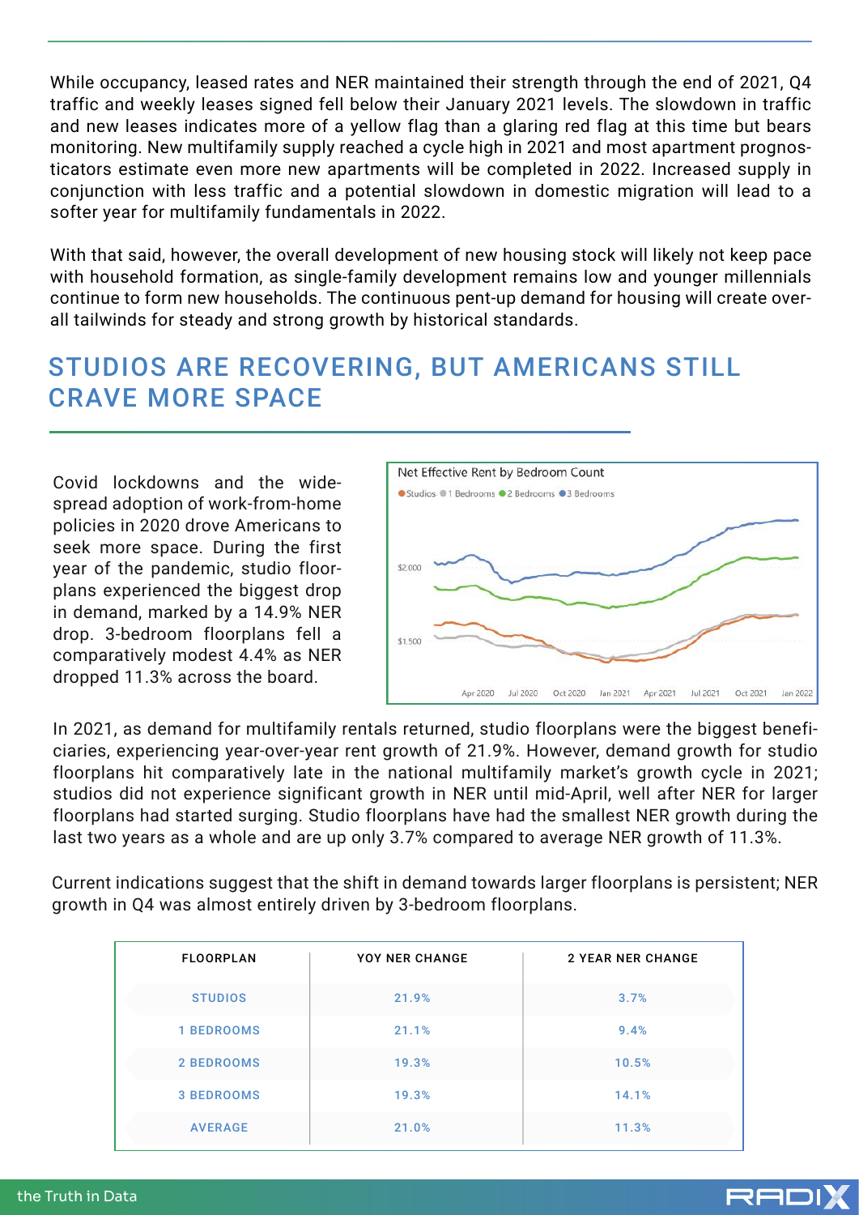While occupancy, leased rates and NER maintained their strength through the end of 2021, Q4 traffic and weekly leases signed fell below their January 2021 levels. The slowdown in traffic and new leases indicates more of a yellow flag than a glaring red flag at this time but bears monitoring. New multifamily supply reached a cycle high in 2021 and most apartment prognosticators estimate even more new apartments will be completed in 2022. Increased supply in conjunction with less traffic and a potential slowdown in domestic migration will lead to a softer year for multifamily fundamentals in 2022.

With that said, however, the overall development of new housing stock will likely not keep pace with household formation, as single-family development remains low and younger millennials continue to form new households. The continuous pent-up demand for housing will create overall tailwinds for steady and strong growth by historical standards.

## STUDIOS ARE RECOVERING, BUT AMERICANS STILL CRAVE MORE SPACE

Covid lockdowns and the widespread adoption of work-from-home policies in 2020 drove Americans to seek more space. During the first year of the pandemic, studio floorplans experienced the biggest drop in demand, marked by a 14.9% NER drop. 3-bedroom floorplans fell a comparatively modest 4.4% as NER dropped 11.3% across the board.

In 2021, as demand for multifamily rentals returned, studio floorplans were the biggest beneficiaries, experiencing year-over-year rent growth of 21.9%. However, demand growth for studio floorplans hit comparatively late in the national multifamily market's growth cycle in 2021; studios did not experience significant growth in NER until mid-April, well after NER for larger floorplans had started surging. Studio floorplans have had the smallest NER growth during the last two years as a whole and are up only 3.7% compared to average NER growth of 11.3%.

Current indications suggest that the shift in demand towards larger floorplans is persistent; NER growth in Q4 was almost entirely driven by 3-bedroom floorplans.

| FLOORPLAN | YOY NER CHANGE | 2 YEAR NER CHANGE |
|---|---|---|
| STUDIOS | 21.9% | 3.7% |
| 1 BEDROOMS | 21.1% | 9.4% |
| 2 BEDROOMS | 19.3% | 10.5% |
| 3 BEDROOMS | 19.3% | 14.1% |
| AVERAGE | 21.0% | 11.3% |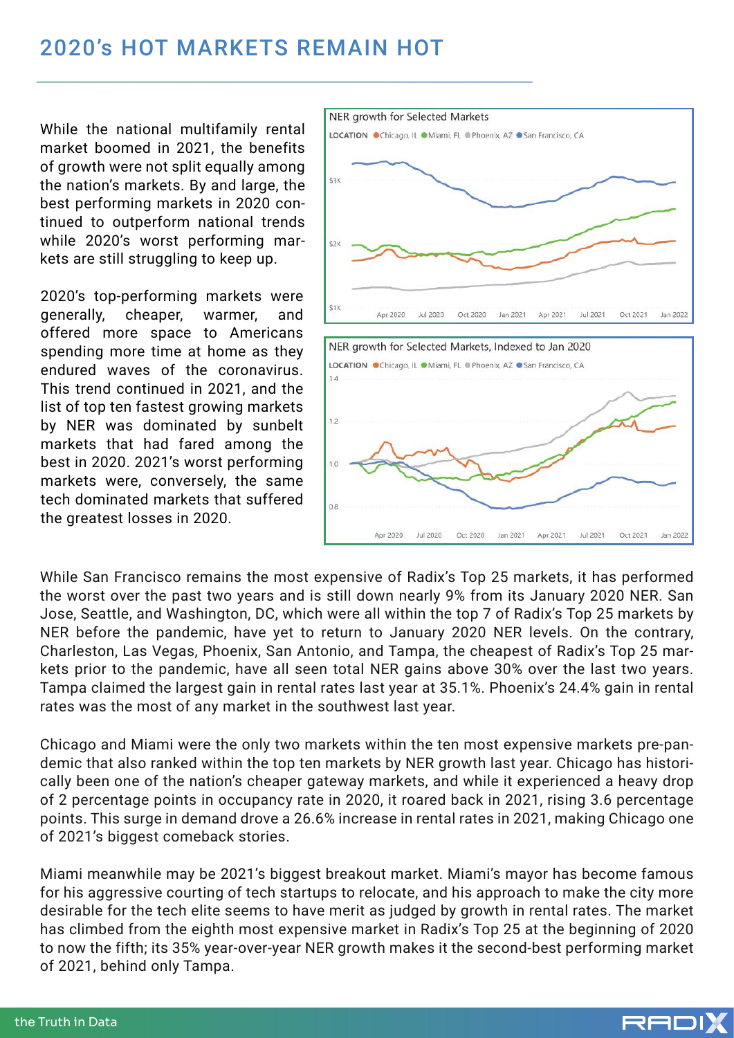# 2020's HOT MARKETS REMAIN HOT

While the national multifamily rental market boomed in 2021, the benefits of growth were not split equally among the nation's markets. By and large, the best performing markets in 2020 continued to outperform national trends while 2020's worst performing markets are still struggling to keep up.

2020's top-performing markets were generally, cheaper, warmer, and offered more space to Americans spending more time at home as they endured waves of the coronavirus. This trend continued in 2021, and the list of top ten fastest growing markets by NER was dominated by sunbelt markets that had fared among the best in 2020. 2021's worst performing markets were, conversely, the same tech dominated markets that suffered the greatest losses in 2020.

NER growth for Selected Markets

LOCATION ● Chicago, IL ● Miami, FL ● Phoenix, AZ ● San Francisco, CA

NER growth for Selected Markets, Indexed to Jan 2020

LOCATION ● Chicago, IL ● Miami, FL ● Phoenix, AZ ● San Francisco, CA

While San Francisco remains the most expensive of Radix's Top 25 markets, it has performed the worst over the past two years and is still down nearly 9% from its January 2020 NER. San Jose, Seattle, and Washington, DC, which were all within the top 7 of Radix's Top 25 markets by NER before the pandemic, have yet to return to January 2020 NER levels. On the contrary, Charleston, Las Vegas, Phoenix, San Antonio, and Tampa, the cheapest of Radix's Top 25 markets prior to the pandemic, have all seen total NER gains above 30% over the last two years. Tampa claimed the largest gain in rental rates last year at 35.1%. Phoenix's 24.4% gain in rental rates was the most of any market in the southwest last year.

Chicago and Miami were the only two markets within the ten most expensive markets pre-pandemic that also ranked within the top ten markets by NER growth last year. Chicago has historically been one of the nation's cheaper gateway markets, and while it experienced a heavy drop of 2 percentage points in occupancy rate in 2020, it roared back in 2021, rising 3.6 percentage points. This surge in demand drove a 26.6% increase in rental rates in 2021, making Chicago one of 2021's biggest comeback stories.

Miami meanwhile may be 2021's biggest breakout market. Miami's mayor has become famous for his aggressive courting of tech startups to relocate, and his approach to make the city more desirable for the tech elite seems to have merit as judged by growth in rental rates. The market has climbed from the eighth most expensive market in Radix's Top 25 at the beginning of 2020 to now the fifth; its 35% year-over-year NER growth makes it the second-best performing market of 2021, behind only Tampa.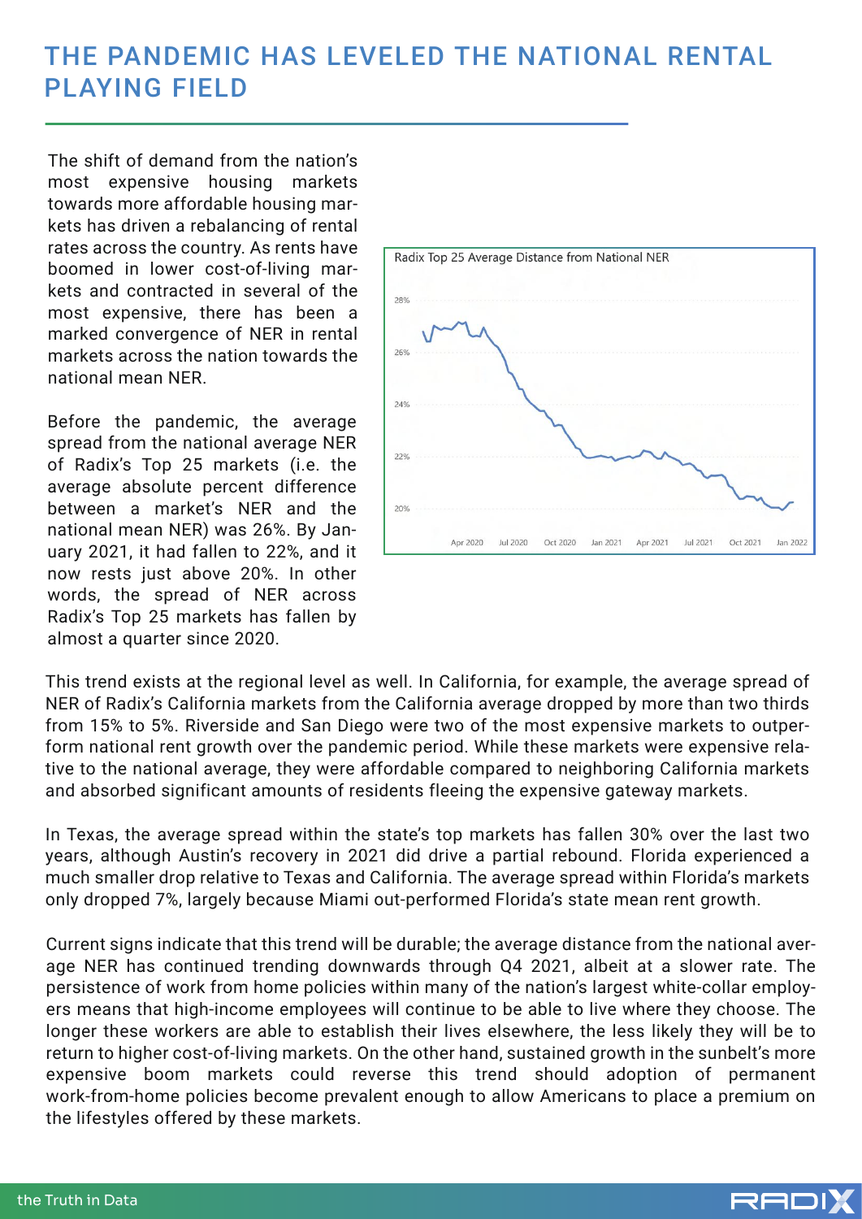# THE PANDEMIC HAS LEVELED THE NATIONAL RENTAL PLAYING FIELD

The shift of demand from the nation's most expensive housing markets towards more affordable housing markets has driven a rebalancing of rental rates across the country. As rents have boomed in lower cost-of-living markets and contracted in several of the most expensive, there has been a marked convergence of NER in rental markets across the nation towards the national mean NER.

Before the pandemic, the average spread from the national average NER of Radix's Top 25 markets (i.e. the average absolute percent difference between a market's NER and the national mean NER) was 26%. By January 2021, it had fallen to 22%, and it now rests just above 20%. In other words, the spread of NER across Radix's Top 25 markets has fallen by almost a quarter since 2020.

This trend exists at the regional level as well. In California, for example, the average spread of NER of Radix's California markets from the California average dropped by more than two thirds from 15% to 5%. Riverside and San Diego were two of the most expensive markets to outperform national rent growth over the pandemic period. While these markets were expensive relative to the national average, they were affordable compared to neighboring California markets and absorbed significant amounts of residents fleeing the expensive gateway markets.

In Texas, the average spread within the state's top markets has fallen 30% over the last two years, although Austin's recovery in 2021 did drive a partial rebound. Florida experienced a much smaller drop relative to Texas and California. The average spread within Florida's markets only dropped 7%, largely because Miami out-performed Florida's state mean rent growth.

Current signs indicate that this trend will be durable; the average distance from the national average NER has continued trending downwards through Q4 2021, albeit at a slower rate. The persistence of work from home policies within many of the nation's largest white-collar employers means that high-income employees will continue to be able to live where they choose. The longer these workers are able to establish their lives elsewhere, the less likely they will be to return to higher cost-of-living markets. On the other hand, sustained growth in the sunbelt's more expensive boom markets could reverse this trend should adoption of permanent work-from-home policies become prevalent enough to allow Americans to place a premium on the lifestyles offered by these markets.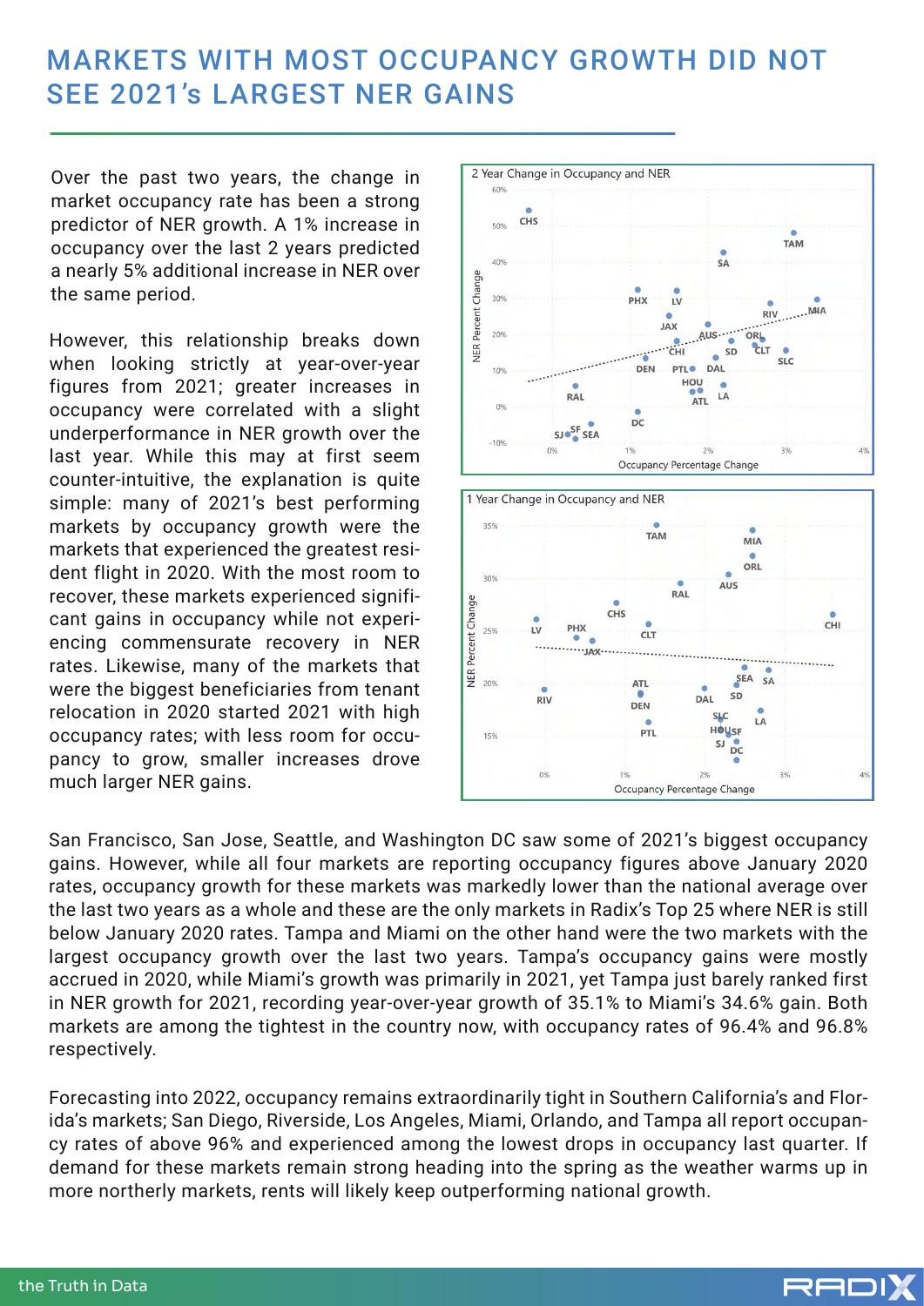# MARKETS WITH MOST OCCUPANCY GROWTH DID NOT SEE 2021's LARGEST NER GAINS

Over the past two years, the change in market occupancy rate has been a strong predictor of NER growth. A 1% increase in occupancy over the last 2 years predicted a nearly 5% additional increase in NER over the same period.

However, this relationship breaks down when looking strictly at year-over-year figures from 2021; greater increases in occupancy were correlated with a slight underperformance in NER growth over the last year. While this may at first seem counter-intuitive, the explanation is quite simple: many of 2021's best performing markets by occupancy growth were the markets that experienced the greatest resident flight in 2020. With the most room to recover, these markets experienced significant gains in occupancy while not experiencing commensurate recovery in NER rates. Likewise, many of the markets that were the biggest beneficiaries from tenant relocation in 2020 started 2021 with high occupancy rates; with less room for occupancy to grow, smaller increases drove much larger NER gains.

San Francisco, San Jose, Seattle, and Washington DC saw some of 2021's biggest occupancy gains. However, while all four markets are reporting occupancy figures above January 2020 rates, occupancy growth for these markets was markedly lower than the national average over the last two years as a whole and these are the only markets in Radix's Top 25 where NER is still below January 2020 rates. Tampa and Miami on the other hand were the two markets with the largest occupancy growth over the last two years. Tampa's occupancy gains were mostly accrued in 2020, while Miami's growth was primarily in 2021, yet Tampa just barely ranked first in NER growth for 2021, recording year-over-year growth of 35.1% to Miami's 34.6% gain. Both markets are among the tightest in the country now, with occupancy rates of 96.4% and 96.8% respectively.

Forecasting into 2022, occupancy remains extraordinarily tight in Southern California's and Florida's markets; San Diego, Riverside, Los Angeles, Miami, Orlando, and Tampa all report occupancy rates of above 96% and experienced among the lowest drops in occupancy last quarter. If demand for these markets remain strong heading into the spring as the weather warms up in more northerly markets, rents will likely keep outperforming national growth.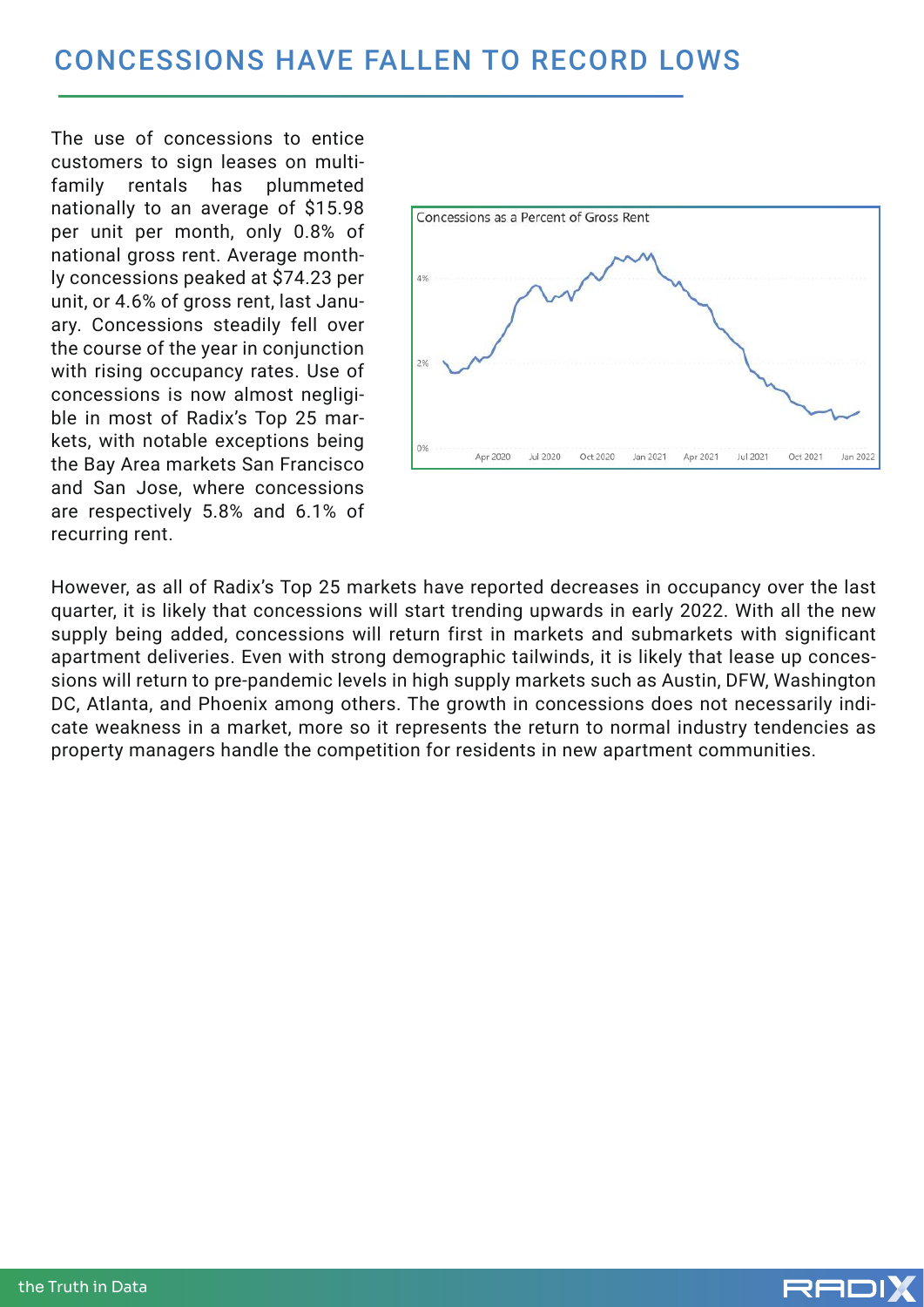## CONCESSIONS HAVE FALLEN TO RECORD LOWS

The use of concessions to entice customers to sign leases on multi-family rentals has plummeted nationally to an average of $15.98 per unit per month, only 0.8% of national gross rent. Average monthly concessions peaked at $74.23 per unit, or 4.6% of gross rent, last January. Concessions steadily fell over the course of the year in conjunction with rising occupancy rates. Use of concessions is now almost negligible in most of Radix's Top 25 markets, with notable exceptions being the Bay Area markets San Francisco and San Jose, where concessions are respectively 5.8% and 6.1% of recurring rent.

However, as all of Radix's Top 25 markets have reported decreases in occupancy over the last quarter, it is likely that concessions will start trending upwards in early 2022. With all the new supply being added, concessions will return first in markets and submarkets with significant apartment deliveries. Even with strong demographic tailwinds, it is likely that lease up concessions will return to pre-pandemic levels in high supply markets such as Austin, DFW, Washington DC, Atlanta, and Phoenix among others. The growth in concessions does not necessarily indicate weakness in a market, more so it represents the return to normal industry tendencies as property managers handle the competition for residents in new apartment communities.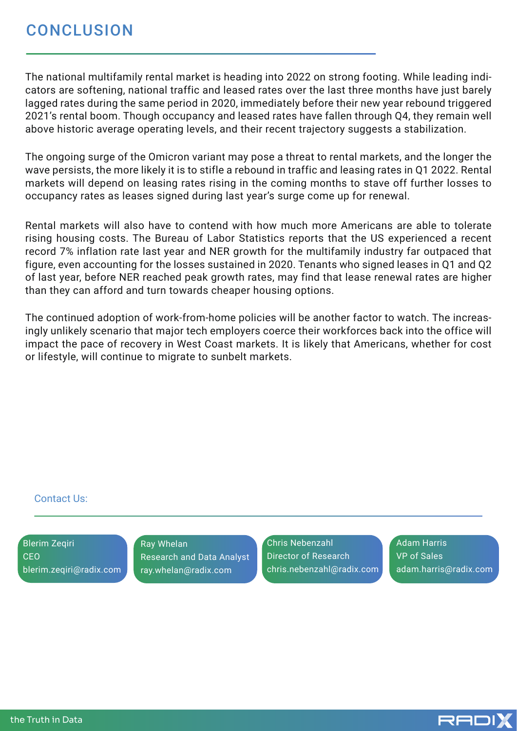# CONCLUSION

The national multifamily rental market is heading into 2022 on strong footing. While leading indicators are softening, national traffic and leased rates over the last three months have just barely lagged rates during the same period in 2020, immediately before their new year rebound triggered 2021's rental boom. Though occupancy and leased rates have fallen through Q4, they remain well above historic average operating levels, and their recent trajectory suggests a stabilization.

The ongoing surge of the Omicron variant may pose a threat to rental markets, and the longer the wave persists, the more likely it is to stifle a rebound in traffic and leasing rates in Q1 2022. Rental markets will depend on leasing rates rising in the coming months to stave off further losses to occupancy rates as leases signed during last year's surge come up for renewal.

Rental markets will also have to contend with how much more Americans are able to tolerate rising housing costs. The Bureau of Labor Statistics reports that the US experienced a recent record 7% inflation rate last year and NER growth for the multifamily industry far outpaced that figure, even accounting for the losses sustained in 2020. Tenants who signed leases in Q1 and Q2 of last year, before NER reached peak growth rates, may find that lease renewal rates are higher than they can afford and turn towards cheaper housing options.

The continued adoption of work-from-home policies will be another factor to watch. The increasingly unlikely scenario that major tech employers coerce their workforces back into the office will impact the pace of recovery in West Coast markets. It is likely that Americans, whether for cost or lifestyle, will continue to migrate to sunbelt markets.

Contact Us:

Blerim Zeqiri
CEO
blerim.zeqiri@radix.com

Ray Whelan
Research and Data Analyst
ray.whelan@radix.com

Chris Nebenzahl
Director of Research
chris.nebenzahl@radix.com

Adam Harris
VP of Sales
adam.harris@radix.com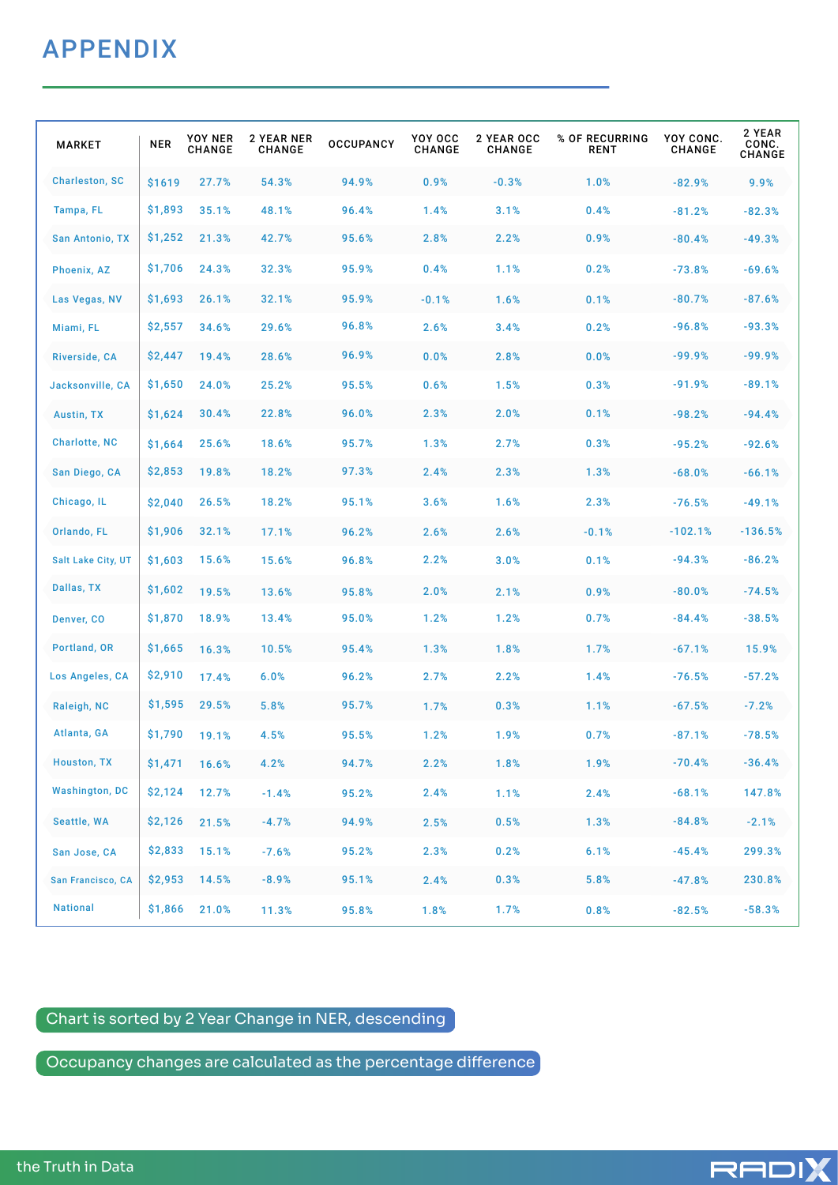# APPENDIX

| MARKET | NER | YOY NER CHANGE | 2 YEAR NER CHANGE | OCCUPANCY | YOY OCC CHANGE | 2 YEAR OCC CHANGE | % OF RECURRING RENT | YOY CONC. CHANGE | 2 YEAR CONC. CHANGE |
|---|---|---|---|---|---|---|---|---|---|
| Charleston, SC | $1619 | 27.7% | 54.3% | 94.9% | 0.9% | -0.3% | 1.0% | -82.9% | 9.9% |
| Tampa, FL | $1,893 | 35.1% | 48.1% | 96.4% | 1.4% | 3.1% | 0.4% | -81.2% | -82.3% |
| San Antonio, TX | $1,252 | 21.3% | 42.7% | 95.6% | 2.8% | 2.2% | 0.9% | -80.4% | -49.3% |
| Phoenix, AZ | $1,706 | 24.3% | 32.3% | 95.9% | 0.4% | 1.1% | 0.2% | -73.8% | -69.6% |
| Las Vegas, NV | $1,693 | 26.1% | 32.1% | 95.9% | -0.1% | 1.6% | 0.1% | -80.7% | -87.6% |
| Miami, FL | $2,557 | 34.6% | 29.6% | 96.8% | 2.6% | 3.4% | 0.2% | -96.8% | -93.3% |
| Riverside, CA | $2,447 | 19.4% | 28.6% | 96.9% | 0.0% | 2.8% | 0.0% | -99.9% | -99.9% |
| Jacksonville, CA | $1,650 | 24.0% | 25.2% | 95.5% | 0.6% | 1.5% | 0.3% | -91.9% | -89.1% |
| Austin, TX | $1,624 | 30.4% | 22.8% | 96.0% | 2.3% | 2.0% | 0.1% | -98.2% | -94.4% |
| Charlotte, NC | $1,664 | 25.6% | 18.6% | 95.7% | 1.3% | 2.7% | 0.3% | -95.2% | -92.6% |
| San Diego, CA | $2,853 | 19.8% | 18.2% | 97.3% | 2.4% | 2.3% | 1.3% | -68.0% | -66.1% |
| Chicago, IL | $2,040 | 26.5% | 18.2% | 95.1% | 3.6% | 1.6% | 2.3% | -76.5% | -49.1% |
| Orlando, FL | $1,906 | 32.1% | 17.1% | 96.2% | 2.6% | 2.6% | -0.1% | -102.1% | -136.5% |
| Salt Lake City, UT | $1,603 | 15.6% | 15.6% | 96.8% | 2.2% | 3.0% | 0.1% | -94.3% | -86.2% |
| Dallas, TX | $1,602 | 19.5% | 13.6% | 95.8% | 2.0% | 2.1% | 0.9% | -80.0% | -74.5% |
| Denver, CO | $1,870 | 18.9% | 13.4% | 95.0% | 1.2% | 1.2% | 0.7% | -84.4% | -38.5% |
| Portland, OR | $1,665 | 16.3% | 10.5% | 95.4% | 1.3% | 1.8% | 1.7% | -67.1% | 15.9% |
| Los Angeles, CA | $2,910 | 17.4% | 6.0% | 96.2% | 2.7% | 2.2% | 1.4% | -76.5% | -57.2% |
| Raleigh, NC | $1,595 | 29.5% | 5.8% | 95.7% | 1.7% | 0.3% | 1.1% | -67.5% | -7.2% |
| Atlanta, GA | $1,790 | 19.1% | 4.5% | 95.5% | 1.2% | 1.9% | 0.7% | -87.1% | -78.5% |
| Houston, TX | $1,471 | 16.6% | 4.2% | 94.7% | 2.2% | 1.8% | 1.9% | -70.4% | -36.4% |
| Washington, DC | $2,124 | 12.7% | -1.4% | 95.2% | 2.4% | 1.1% | 2.4% | -68.1% | 147.8% |
| Seattle, WA | $2,126 | 21.5% | -4.7% | 94.9% | 2.5% | 0.5% | 1.3% | -84.8% | -2.1% |
| San Jose, CA | $2,833 | 15.1% | -7.6% | 95.2% | 2.3% | 0.2% | 6.1% | -45.4% | 299.3% |
| San Francisco, CA | $2,953 | 14.5% | -8.9% | 95.1% | 2.4% | 0.3% | 5.8% | -47.8% | 230.8% |
| National | $1,866 | 21.0% | 11.3% | 95.8% | 1.8% | 1.7% | 0.8% | -82.5% | -58.3% |

Chart is sorted by 2 Year Change in NER, descending

Occupancy changes are calculated as the percentage difference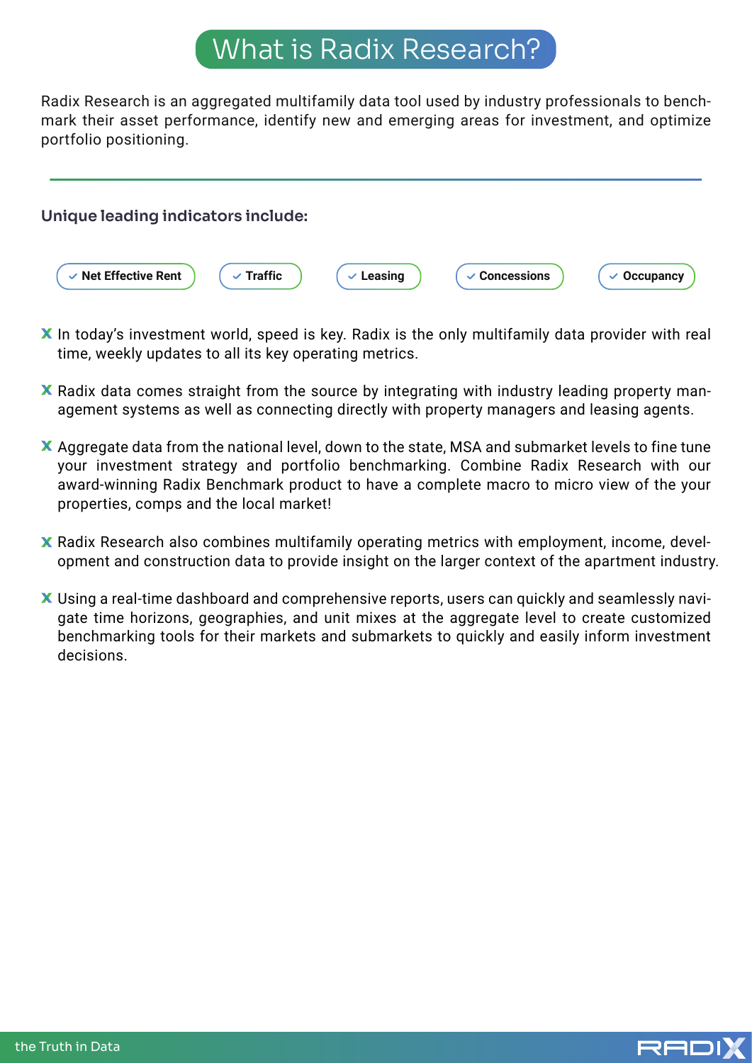# What is Radix Research?

Radix Research is an aggregated multifamily data tool used by industry professionals to benchmark their asset performance, identify new and emerging areas for investment, and optimize portfolio positioning.

---

**Unique leading indicators include:**

- ✓ Net Effective Rent
- ✓ Traffic
- ✓ Leasing
- ✓ Concessions
- ✓ Occupancy

- In today's investment world, speed is key. Radix is the only multifamily data provider with real time, weekly updates to all its key operating metrics.
- Radix data comes straight from the source by integrating with industry leading property management systems as well as connecting directly with property managers and leasing agents.
- Aggregate data from the national level, down to the state, MSA and submarket levels to fine tune your investment strategy and portfolio benchmarking. Combine Radix Research with our award-winning Radix Benchmark product to have a complete macro to micro view of the your properties, comps and the local market!
- Radix Research also combines multifamily operating metrics with employment, income, development and construction data to provide insight on the larger context of the apartment industry.
- Using a real-time dashboard and comprehensive reports, users can quickly and seamlessly navigate time horizons, geographies, and unit mixes at the aggregate level to create customized benchmarking tools for their markets and submarkets to quickly and easily inform investment decisions.